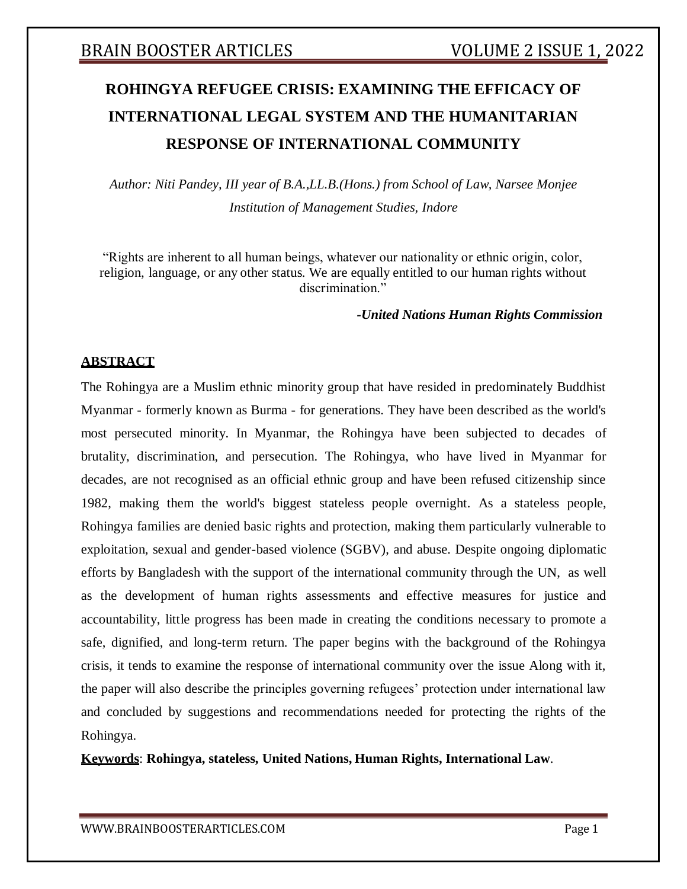# ROHINGYA REFUGEE CRISIS: EXAMINING THE EFFICACY OF INTERNATIONAL LEGAL SYSTEM AND THE HUMANITARIAN RESPONSE OF INTERNATIONAL COMMUNITY

*Author: Niti Pandey, III year of B.A.,LL.B.(Hons.) from School of Law, Narsee Monjee Institution of Management Studies, Indore*

"Rights are inherent to all human beings, whatever our nationality or ethnic origin, color, religion, language, or any other status. We are equally entitled to our human rights without discrimination."

***-United Nations Human Rights Commission***

## ABSTRACT

The Rohingya are a Muslim ethnic minority group that have resided in predominately Buddhist Myanmar - formerly known as Burma - for generations. They have been described as the world's most persecuted minority. In Myanmar, the Rohingya have been subjected to decades of brutality, discrimination, and persecution. The Rohingya, who have lived in Myanmar for decades, are not recognised as an official ethnic group and have been refused citizenship since 1982, making them the world's biggest stateless people overnight. As a stateless people, Rohingya families are denied basic rights and protection, making them particularly vulnerable to exploitation, sexual and gender-based violence (SGBV), and abuse. Despite ongoing diplomatic efforts by Bangladesh with the support of the international community through the UN, as well as the development of human rights assessments and effective measures for justice and accountability, little progress has been made in creating the conditions necessary to promote a safe, dignified, and long-term return. The paper begins with the background of the Rohingya crisis, it tends to examine the response of international community over the issue Along with it, the paper will also describe the principles governing refugees' protection under international law and concluded by suggestions and recommendations needed for protecting the rights of the Rohingya.

**Keywords**: **Rohingya, stateless, United Nations, Human Rights, International Law**.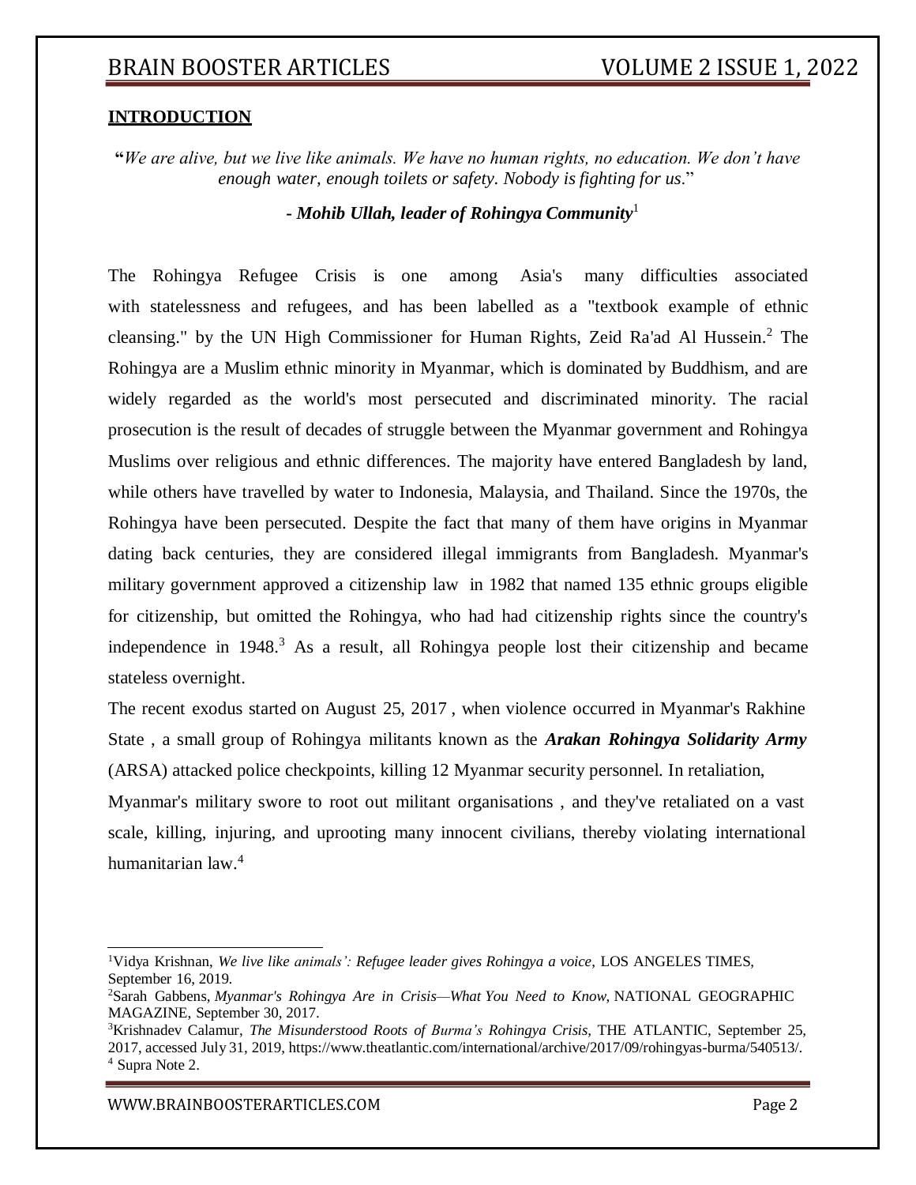## INTRODUCTION

"*We are alive, but we live like animals. We have no human rights, no education. We don't have enough water, enough toilets or safety. Nobody is fighting for us.*"

***- Mohib Ullah, leader of Rohingya Community***[1]

The Rohingya Refugee Crisis is one among Asia's many difficulties associated with statelessness and refugees, and has been labelled as a "textbook example of ethnic cleansing." by the UN High Commissioner for Human Rights, Zeid Ra'ad Al Hussein.[2] The Rohingya are a Muslim ethnic minority in Myanmar, which is dominated by Buddhism, and are widely regarded as the world's most persecuted and discriminated minority. The racial prosecution is the result of decades of struggle between the Myanmar government and Rohingya Muslims over religious and ethnic differences. The majority have entered Bangladesh by land, while others have travelled by water to Indonesia, Malaysia, and Thailand. Since the 1970s, the Rohingya have been persecuted. Despite the fact that many of them have origins in Myanmar dating back centuries, they are considered illegal immigrants from Bangladesh. Myanmar's military government approved a citizenship law in 1982 that named 135 ethnic groups eligible for citizenship, but omitted the Rohingya, who had had citizenship rights since the country's independence in 1948.[3] As a result, all Rohingya people lost their citizenship and became stateless overnight.

The recent exodus started on August 25, 2017 , when violence occurred in Myanmar's Rakhine State , a small group of Rohingya militants known as the ***Arakan Rohingya Solidarity Army*** (ARSA) attacked police checkpoints, killing 12 Myanmar security personnel. In retaliation, Myanmar's military swore to root out militant organisations , and they've retaliated on a vast scale, killing, injuring, and uprooting many innocent civilians, thereby violating international humanitarian law.[4]

---

[1] Vidya Krishnan, *We live like animals': Refugee leader gives Rohingya a voice*, LOS ANGELES TIMES, September 16, 2019.

[2] Sarah Gabbens, *Myanmar's Rohingya Are in Crisis—What You Need to Know*, NATIONAL GEOGRAPHIC MAGAZINE, September 30, 2017.

[3] Krishnadev Calamur, *The Misunderstood Roots of Burma's Rohingya Crisis*, THE ATLANTIC, September 25, 2017, accessed July 31, 2019, https://www.theatlantic.com/international/archive/2017/09/rohingyas-burma/540513/.

[4] Supra Note 2.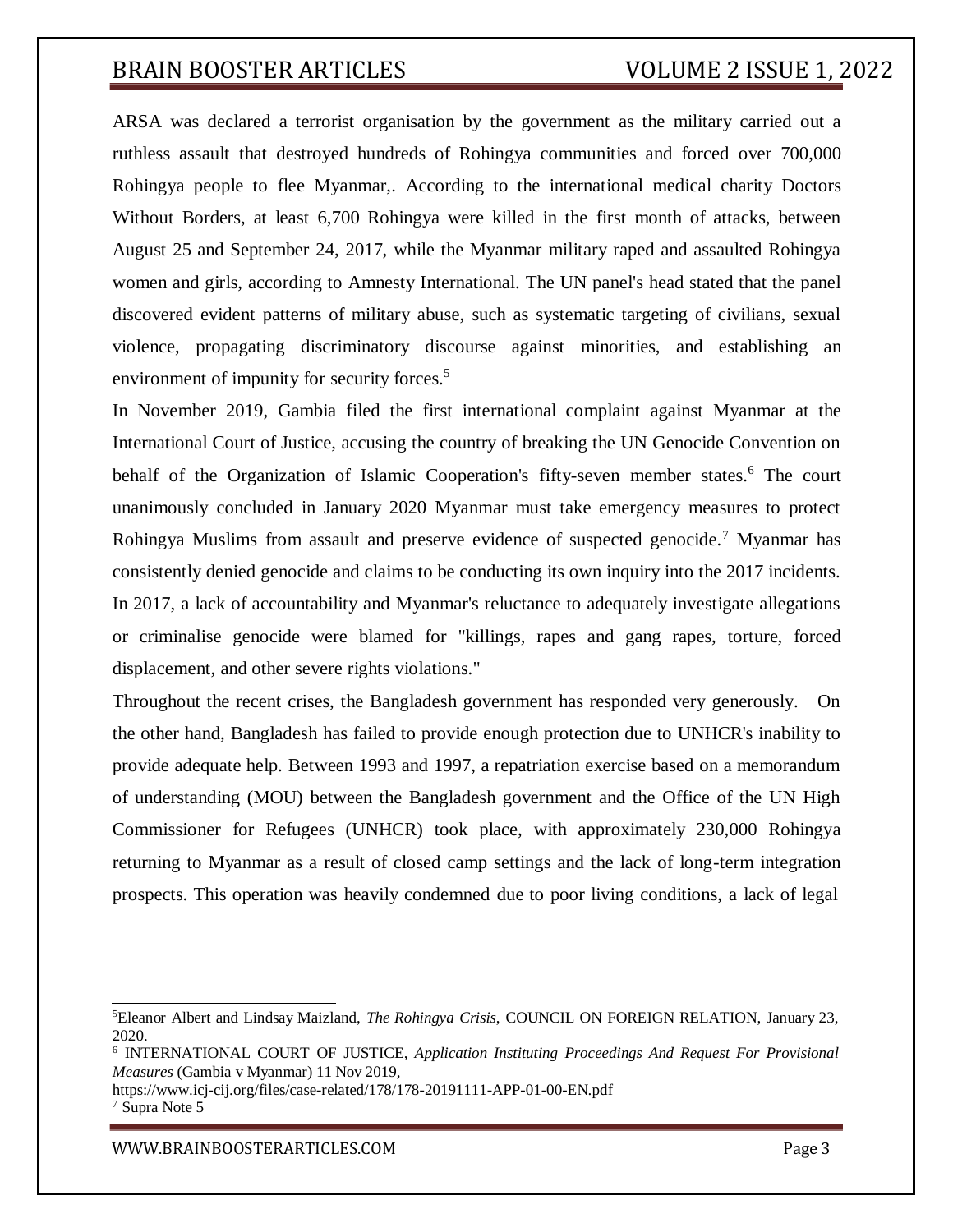ARSA was declared a terrorist organisation by the government as the military carried out a ruthless assault that destroyed hundreds of Rohingya communities and forced over 700,000 Rohingya people to flee Myanmar,. According to the international medical charity Doctors Without Borders, at least 6,700 Rohingya were killed in the first month of attacks, between August 25 and September 24, 2017, while the Myanmar military raped and assaulted Rohingya women and girls, according to Amnesty International. The UN panel's head stated that the panel discovered evident patterns of military abuse, such as systematic targeting of civilians, sexual violence, propagating discriminatory discourse against minorities, and establishing an environment of impunity for security forces.[5]

In November 2019, Gambia filed the first international complaint against Myanmar at the International Court of Justice, accusing the country of breaking the UN Genocide Convention on behalf of the Organization of Islamic Cooperation's fifty-seven member states.[6] The court unanimously concluded in January 2020 Myanmar must take emergency measures to protect Rohingya Muslims from assault and preserve evidence of suspected genocide.[7] Myanmar has consistently denied genocide and claims to be conducting its own inquiry into the 2017 incidents. In 2017, a lack of accountability and Myanmar's reluctance to adequately investigate allegations or criminalise genocide were blamed for "killings, rapes and gang rapes, torture, forced displacement, and other severe rights violations."

Throughout the recent crises, the Bangladesh government has responded very generously. On the other hand, Bangladesh has failed to provide enough protection due to UNHCR's inability to provide adequate help. Between 1993 and 1997, a repatriation exercise based on a memorandum of understanding (MOU) between the Bangladesh government and the Office of the UN High Commissioner for Refugees (UNHCR) took place, with approximately 230,000 Rohingya returning to Myanmar as a result of closed camp settings and the lack of long-term integration prospects. This operation was heavily condemned due to poor living conditions, a lack of legal

---

[5] Eleanor Albert and Lindsay Maizland, *The Rohingya Crisis*, COUNCIL ON FOREIGN RELATION, January 23, 2020.

[6] INTERNATIONAL COURT OF JUSTICE, *Application Instituting Proceedings And Request For Provisional Measures* (Gambia v Myanmar) 11 Nov 2019, https://www.icj-cij.org/files/case-related/178/178-20191111-APP-01-00-EN.pdf

[7] Supra Note 5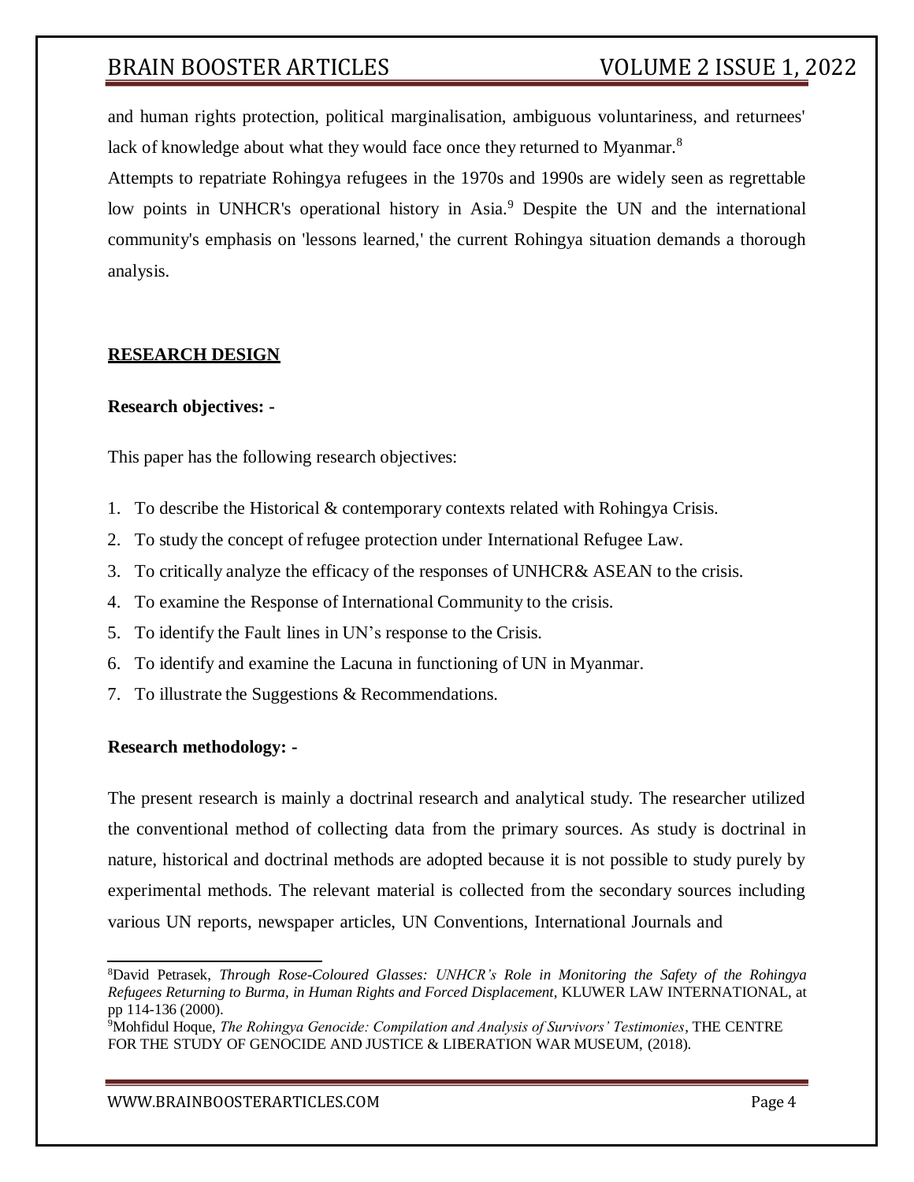and human rights protection, political marginalisation, ambiguous voluntariness, and returnees' lack of knowledge about what they would face once they returned to Myanmar.[8]

Attempts to repatriate Rohingya refugees in the 1970s and 1990s are widely seen as regrettable low points in UNHCR's operational history in Asia.[9] Despite the UN and the international community's emphasis on 'lessons learned,' the current Rohingya situation demands a thorough analysis.

## RESEARCH DESIGN

**Research objectives: -**

This paper has the following research objectives:

1. To describe the Historical & contemporary contexts related with Rohingya Crisis.
2. To study the concept of refugee protection under International Refugee Law.
3. To critically analyze the efficacy of the responses of UNHCR& ASEAN to the crisis.
4. To examine the Response of International Community to the crisis.
5. To identify the Fault lines in UN's response to the Crisis.
6. To identify and examine the Lacuna in functioning of UN in Myanmar.
7. To illustrate the Suggestions & Recommendations.

**Research methodology: -**

The present research is mainly a doctrinal research and analytical study. The researcher utilized the conventional method of collecting data from the primary sources. As study is doctrinal in nature, historical and doctrinal methods are adopted because it is not possible to study purely by experimental methods. The relevant material is collected from the secondary sources including various UN reports, newspaper articles, UN Conventions, International Journals and

---

[8] David Petrasek, *Through Rose-Coloured Glasses: UNHCR's Role in Monitoring the Safety of the Rohingya Refugees Returning to Burma, in Human Rights and Forced Displacement*, KLUWER LAW INTERNATIONAL, at pp 114-136 (2000).

[9] Mohfidul Hoque, *The Rohingya Genocide: Compilation and Analysis of Survivors' Testimonies*, THE CENTRE FOR THE STUDY OF GENOCIDE AND JUSTICE & LIBERATION WAR MUSEUM, (2018).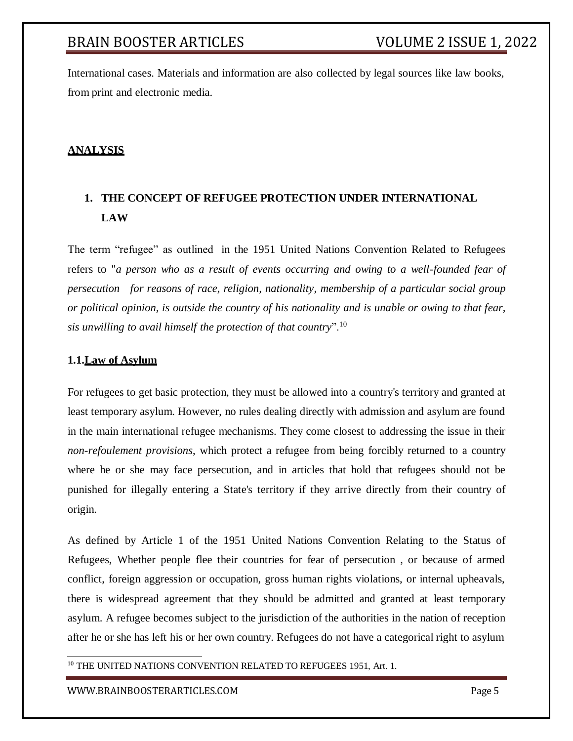International cases. Materials and information are also collected by legal sources like law books, from print and electronic media.

## ANALYSIS

### 1. THE CONCEPT OF REFUGEE PROTECTION UNDER INTERNATIONAL LAW

The term "refugee" as outlined in the 1951 United Nations Convention Related to Refugees refers to "*a person who as a result of events occurring and owing to a well-founded fear of persecution for reasons of race, religion, nationality, membership of a particular social group or political opinion, is outside the country of his nationality and is unable or owing to that fear, sis unwilling to avail himself the protection of that country*".[10]

#### 1.1. Law of Asylum

For refugees to get basic protection, they must be allowed into a country's territory and granted at least temporary asylum. However, no rules dealing directly with admission and asylum are found in the main international refugee mechanisms. They come closest to addressing the issue in their *non-refoulement provisions*, which protect a refugee from being forcibly returned to a country where he or she may face persecution, and in articles that hold that refugees should not be punished for illegally entering a State's territory if they arrive directly from their country of origin.

As defined by Article 1 of the 1951 United Nations Convention Relating to the Status of Refugees, Whether people flee their countries for fear of persecution , or because of armed conflict, foreign aggression or occupation, gross human rights violations, or internal upheavals, there is widespread agreement that they should be admitted and granted at least temporary asylum. A refugee becomes subject to the jurisdiction of the authorities in the nation of reception after he or she has left his or her own country. Refugees do not have a categorical right to asylum

---

[10] THE UNITED NATIONS CONVENTION RELATED TO REFUGEES 1951, Art. 1.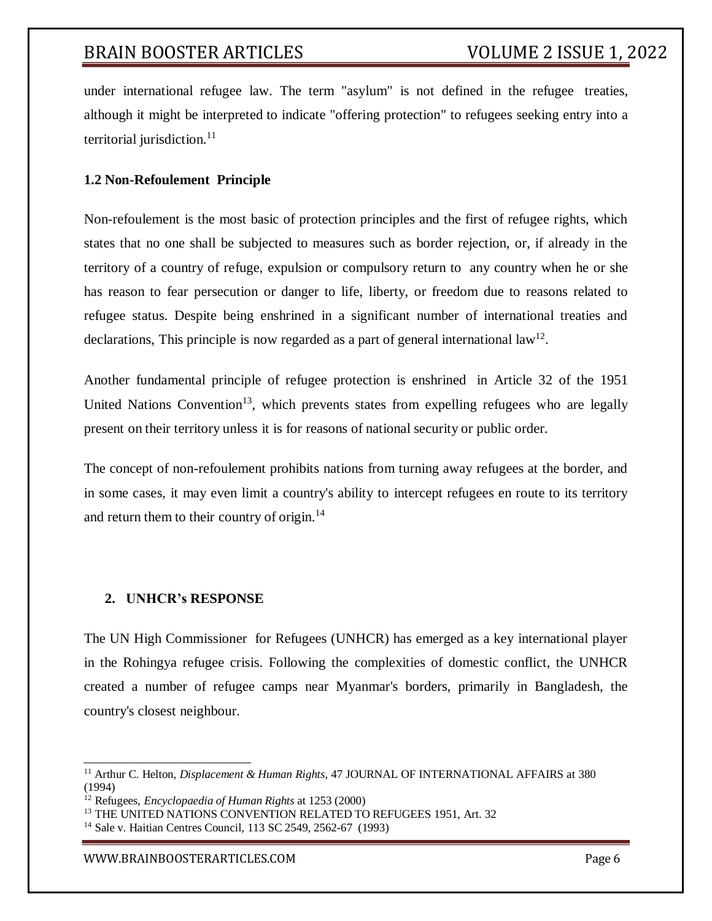under international refugee law. The term "asylum" is not defined in the refugee treaties, although it might be interpreted to indicate "offering protection" to refugees seeking entry into a territorial jurisdiction.[11]

### 1.2 Non-Refoulement Principle

Non-refoulement is the most basic of protection principles and the first of refugee rights, which states that no one shall be subjected to measures such as border rejection, or, if already in the territory of a country of refuge, expulsion or compulsory return to any country when he or she has reason to fear persecution or danger to life, liberty, or freedom due to reasons related to refugee status. Despite being enshrined in a significant number of international treaties and declarations, This principle is now regarded as a part of general international law[12].

Another fundamental principle of refugee protection is enshrined in Article 32 of the 1951 United Nations Convention[13], which prevents states from expelling refugees who are legally present on their territory unless it is for reasons of national security or public order.

The concept of non-refoulement prohibits nations from turning away refugees at the border, and in some cases, it may even limit a country's ability to intercept refugees en route to its territory and return them to their country of origin.[14]

## 2. UNHCR's RESPONSE

The UN High Commissioner for Refugees (UNHCR) has emerged as a key international player in the Rohingya refugee crisis. Following the complexities of domestic conflict, the UNHCR created a number of refugee camps near Myanmar's borders, primarily in Bangladesh, the country's closest neighbour.

---

[11] Arthur C. Helton, *Displacement & Human Rights*, 47 JOURNAL OF INTERNATIONAL AFFAIRS at 380 (1994)

[12] Refugees, *Encyclopaedia of Human Rights* at 1253 (2000)

[13] THE UNITED NATIONS CONVENTION RELATED TO REFUGEES 1951, Art. 32

[14] Sale v. Haitian Centres Council, 113 SC 2549, 2562-67 (1993)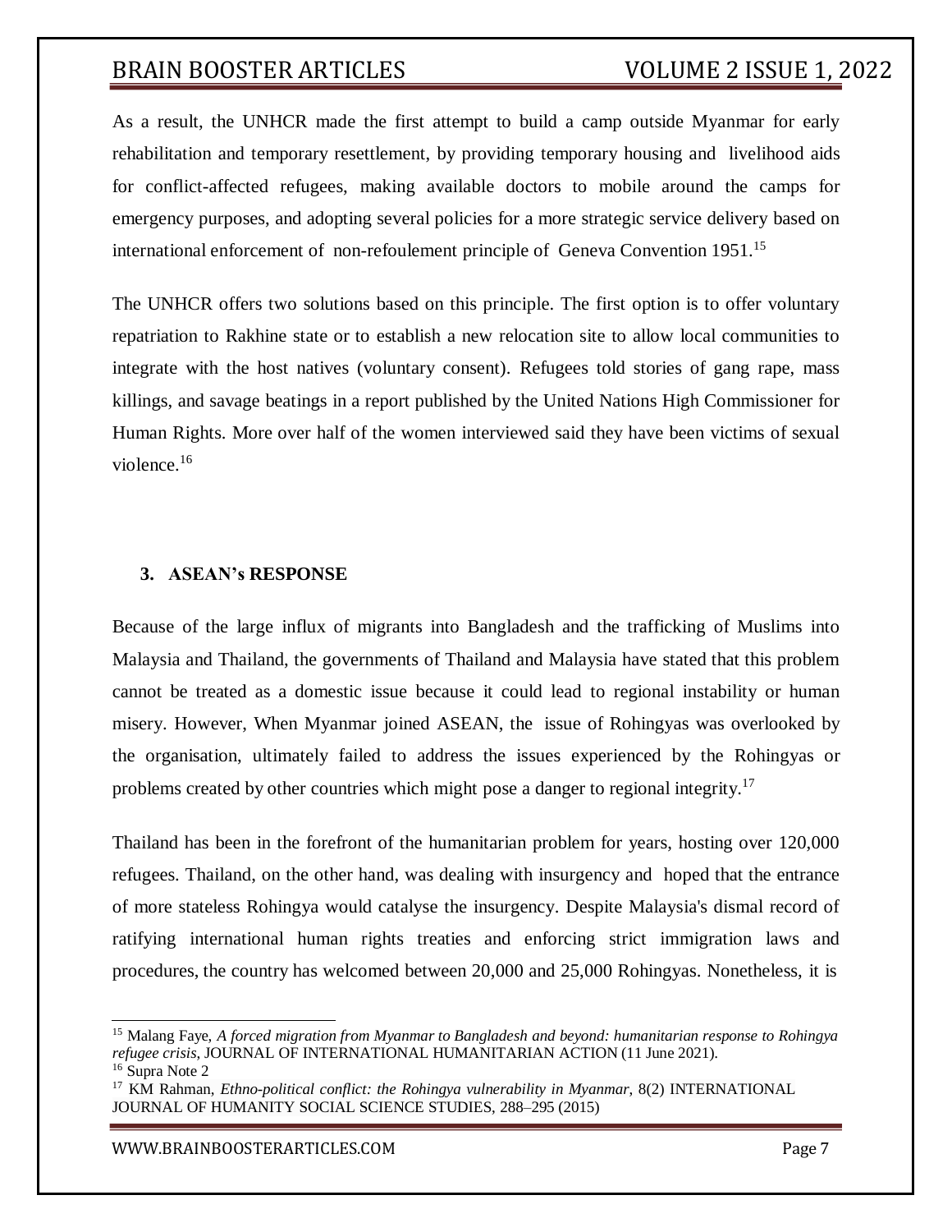As a result, the UNHCR made the first attempt to build a camp outside Myanmar for early rehabilitation and temporary resettlement, by providing temporary housing and livelihood aids for conflict-affected refugees, making available doctors to mobile around the camps for emergency purposes, and adopting several policies for a more strategic service delivery based on international enforcement of non-refoulement principle of Geneva Convention 1951.[15]

The UNHCR offers two solutions based on this principle. The first option is to offer voluntary repatriation to Rakhine state or to establish a new relocation site to allow local communities to integrate with the host natives (voluntary consent). Refugees told stories of gang rape, mass killings, and savage beatings in a report published by the United Nations High Commissioner for Human Rights. More over half of the women interviewed said they have been victims of sexual violence.[16]

## 3. ASEAN's RESPONSE

Because of the large influx of migrants into Bangladesh and the trafficking of Muslims into Malaysia and Thailand, the governments of Thailand and Malaysia have stated that this problem cannot be treated as a domestic issue because it could lead to regional instability or human misery. However, When Myanmar joined ASEAN, the issue of Rohingyas was overlooked by the organisation, ultimately failed to address the issues experienced by the Rohingyas or problems created by other countries which might pose a danger to regional integrity.[17]

Thailand has been in the forefront of the humanitarian problem for years, hosting over 120,000 refugees. Thailand, on the other hand, was dealing with insurgency and hoped that the entrance of more stateless Rohingya would catalyse the insurgency. Despite Malaysia's dismal record of ratifying international human rights treaties and enforcing strict immigration laws and procedures, the country has welcomed between 20,000 and 25,000 Rohingyas. Nonetheless, it is

---

[15] Malang Faye, *A forced migration from Myanmar to Bangladesh and beyond: humanitarian response to Rohingya refugee crisis*, JOURNAL OF INTERNATIONAL HUMANITARIAN ACTION (11 June 2021).

[16] Supra Note 2

[17] KM Rahman, *Ethno-political conflict: the Rohingya vulnerability in Myanmar*, 8(2) INTERNATIONAL JOURNAL OF HUMANITY SOCIAL SCIENCE STUDIES, 288–295 (2015)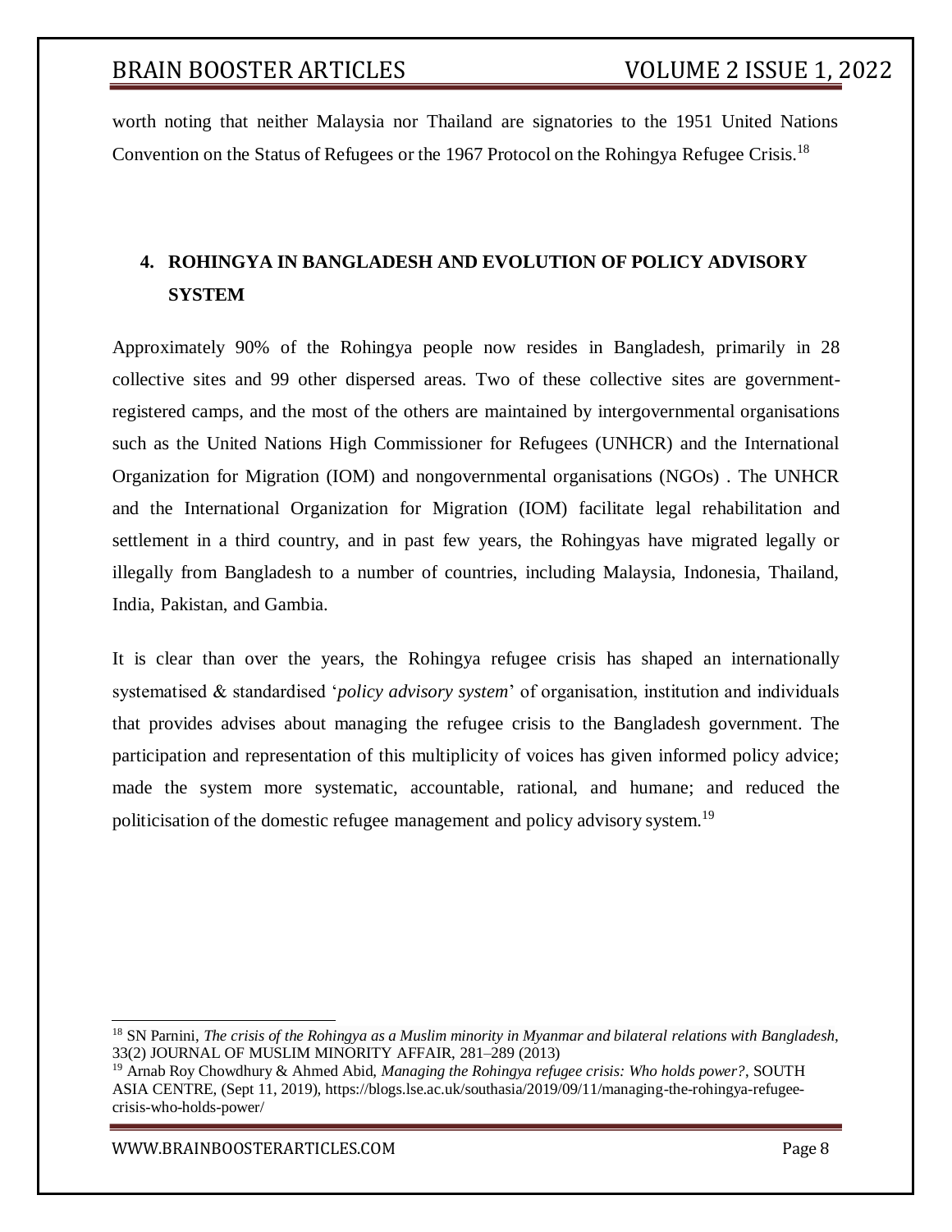worth noting that neither Malaysia nor Thailand are signatories to the 1951 United Nations Convention on the Status of Refugees or the 1967 Protocol on the Rohingya Refugee Crisis.[18]

## 4. ROHINGYA IN BANGLADESH AND EVOLUTION OF POLICY ADVISORY SYSTEM

Approximately 90% of the Rohingya people now resides in Bangladesh, primarily in 28 collective sites and 99 other dispersed areas. Two of these collective sites are government-registered camps, and the most of the others are maintained by intergovernmental organisations such as the United Nations High Commissioner for Refugees (UNHCR) and the International Organization for Migration (IOM) and nongovernmental organisations (NGOs) . The UNHCR and the International Organization for Migration (IOM) facilitate legal rehabilitation and settlement in a third country, and in past few years, the Rohingyas have migrated legally or illegally from Bangladesh to a number of countries, including Malaysia, Indonesia, Thailand, India, Pakistan, and Gambia.

It is clear than over the years, the Rohingya refugee crisis has shaped an internationally systematised & standardised '*policy advisory system*' of organisation, institution and individuals that provides advises about managing the refugee crisis to the Bangladesh government. The participation and representation of this multiplicity of voices has given informed policy advice; made the system more systematic, accountable, rational, and humane; and reduced the politicisation of the domestic refugee management and policy advisory system.[19]

---

[18] SN Parnini, *The crisis of the Rohingya as a Muslim minority in Myanmar and bilateral relations with Bangladesh*, 33(2) JOURNAL OF MUSLIM MINORITY AFFAIR, 281–289 (2013)

[19] Arnab Roy Chowdhury & Ahmed Abid, *Managing the Rohingya refugee crisis: Who holds power?*, SOUTH ASIA CENTRE, (Sept 11, 2019), https://blogs.lse.ac.uk/southasia/2019/09/11/managing-the-rohingya-refugee-crisis-who-holds-power/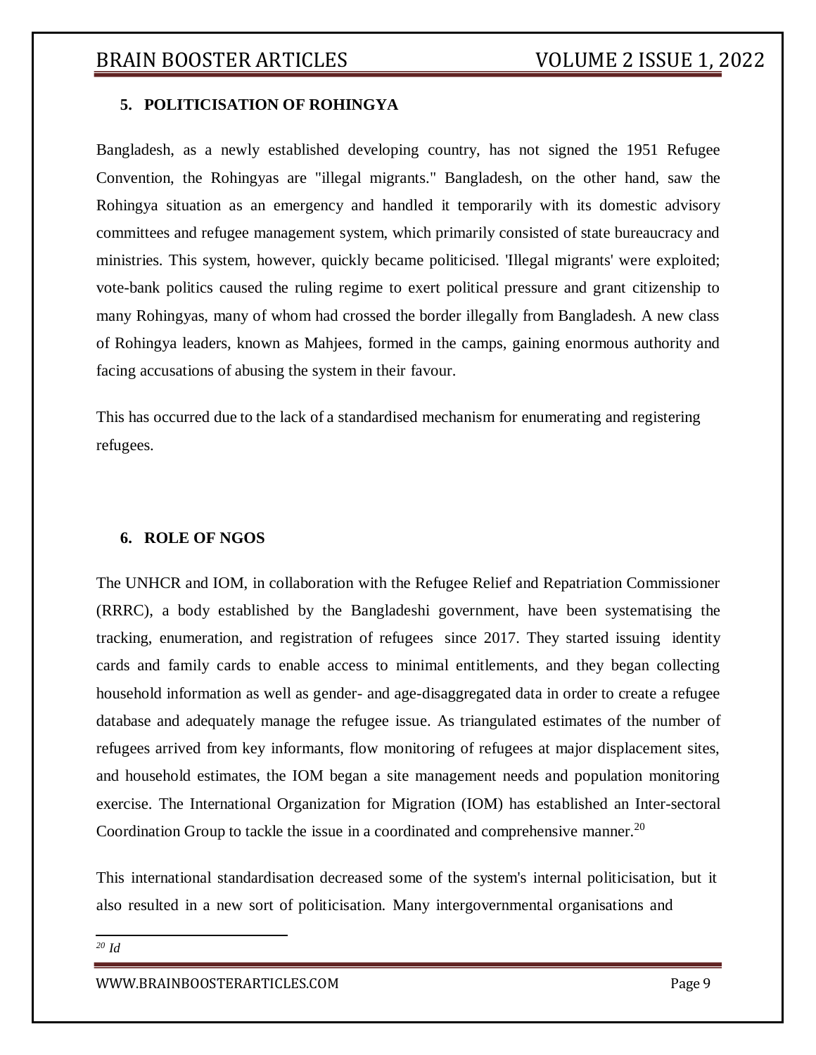## 5. POLITICISATION OF ROHINGYA

Bangladesh, as a newly established developing country, has not signed the 1951 Refugee Convention, the Rohingyas are "illegal migrants." Bangladesh, on the other hand, saw the Rohingya situation as an emergency and handled it temporarily with its domestic advisory committees and refugee management system, which primarily consisted of state bureaucracy and ministries. This system, however, quickly became politicised. 'Illegal migrants' were exploited; vote-bank politics caused the ruling regime to exert political pressure and grant citizenship to many Rohingyas, many of whom had crossed the border illegally from Bangladesh. A new class of Rohingya leaders, known as Mahjees, formed in the camps, gaining enormous authority and facing accusations of abusing the system in their favour.

This has occurred due to the lack of a standardised mechanism for enumerating and registering refugees.

## 6. ROLE OF NGOS

The UNHCR and IOM, in collaboration with the Refugee Relief and Repatriation Commissioner (RRRC), a body established by the Bangladeshi government, have been systematising the tracking, enumeration, and registration of refugees since 2017. They started issuing identity cards and family cards to enable access to minimal entitlements, and they began collecting household information as well as gender- and age-disaggregated data in order to create a refugee database and adequately manage the refugee issue. As triangulated estimates of the number of refugees arrived from key informants, flow monitoring of refugees at major displacement sites, and household estimates, the IOM began a site management needs and population monitoring exercise. The International Organization for Migration (IOM) has established an Inter-sectoral Coordination Group to tackle the issue in a coordinated and comprehensive manner.[20]

This international standardisation decreased some of the system's internal politicisation, but it also resulted in a new sort of politicisation. Many intergovernmental organisations and

---

[20] *Id*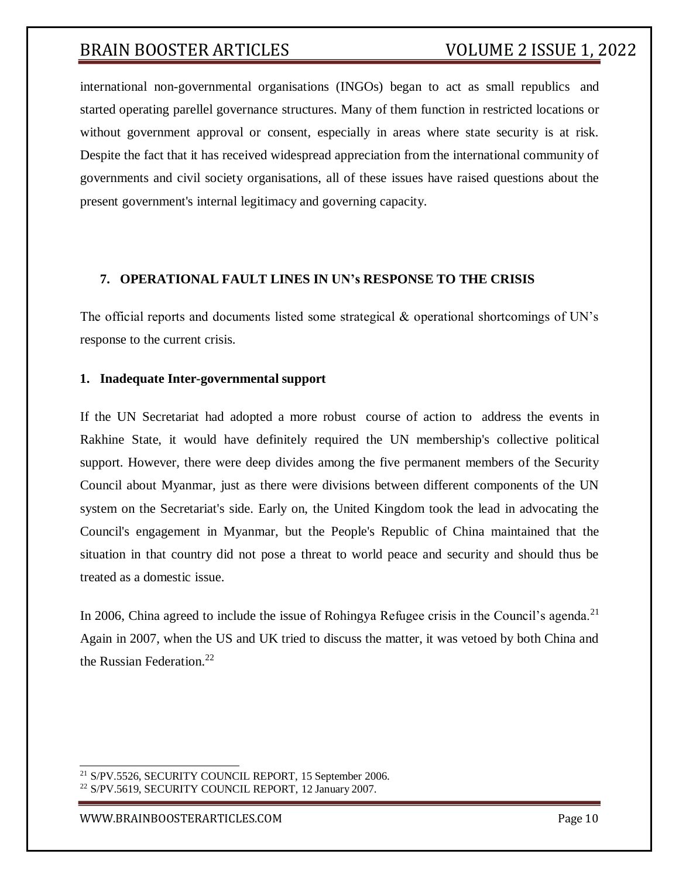international non-governmental organisations (INGOs) began to act as small republics and started operating parellel governance structures. Many of them function in restricted locations or without government approval or consent, especially in areas where state security is at risk. Despite the fact that it has received widespread appreciation from the international community of governments and civil society organisations, all of these issues have raised questions about the present government's internal legitimacy and governing capacity.

## 7. OPERATIONAL FAULT LINES IN UN's RESPONSE TO THE CRISIS

The official reports and documents listed some strategical & operational shortcomings of UN's response to the current crisis.

### 1. Inadequate Inter-governmental support

If the UN Secretariat had adopted a more robust course of action to address the events in Rakhine State, it would have definitely required the UN membership's collective political support. However, there were deep divides among the five permanent members of the Security Council about Myanmar, just as there were divisions between different components of the UN system on the Secretariat's side. Early on, the United Kingdom took the lead in advocating the Council's engagement in Myanmar, but the People's Republic of China maintained that the situation in that country did not pose a threat to world peace and security and should thus be treated as a domestic issue.

In 2006, China agreed to include the issue of Rohingya Refugee crisis in the Council's agenda.[21] Again in 2007, when the US and UK tried to discuss the matter, it was vetoed by both China and the Russian Federation.[22]

---

[21] S/PV.5526, SECURITY COUNCIL REPORT, 15 September 2006.

[22] S/PV.5619, SECURITY COUNCIL REPORT, 12 January 2007.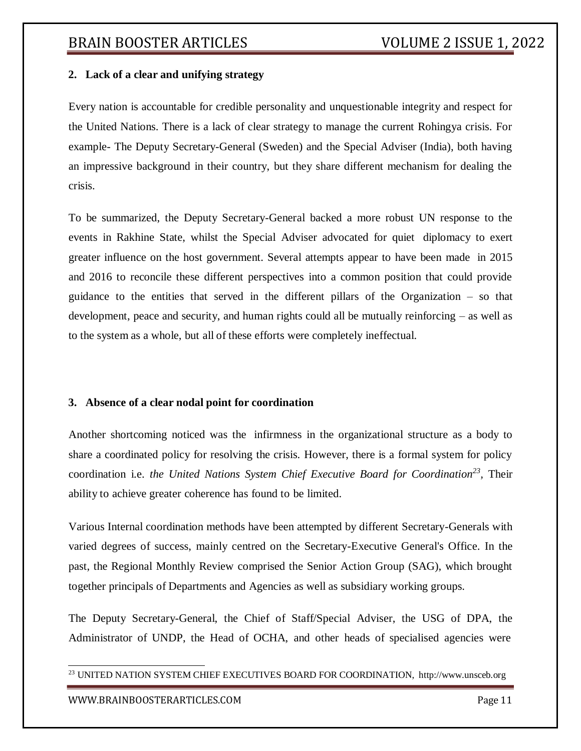### 2. Lack of a clear and unifying strategy

Every nation is accountable for credible personality and unquestionable integrity and respect for the United Nations. There is a lack of clear strategy to manage the current Rohingya crisis. For example- The Deputy Secretary-General (Sweden) and the Special Adviser (India), both having an impressive background in their country, but they share different mechanism for dealing the crisis.

To be summarized, the Deputy Secretary-General backed a more robust UN response to the events in Rakhine State, whilst the Special Adviser advocated for quiet diplomacy to exert greater influence on the host government. Several attempts appear to have been made in 2015 and 2016 to reconcile these different perspectives into a common position that could provide guidance to the entities that served in the different pillars of the Organization – so that development, peace and security, and human rights could all be mutually reinforcing – as well as to the system as a whole, but all of these efforts were completely ineffectual.

### 3. Absence of a clear nodal point for coordination

Another shortcoming noticed was the infirmness in the organizational structure as a body to share a coordinated policy for resolving the crisis. However, there is a formal system for policy coordination i.e. *the United Nations System Chief Executive Board for Coordination*[23], Their ability to achieve greater coherence has found to be limited.

Various Internal coordination methods have been attempted by different Secretary-Generals with varied degrees of success, mainly centred on the Secretary-Executive General's Office. In the past, the Regional Monthly Review comprised the Senior Action Group (SAG), which brought together principals of Departments and Agencies as well as subsidiary working groups.

The Deputy Secretary-General, the Chief of Staff/Special Adviser, the USG of DPA, the Administrator of UNDP, the Head of OCHA, and other heads of specialised agencies were

---

[23] UNITED NATION SYSTEM CHIEF EXECUTIVES BOARD FOR COORDINATION, http://www.unsceb.org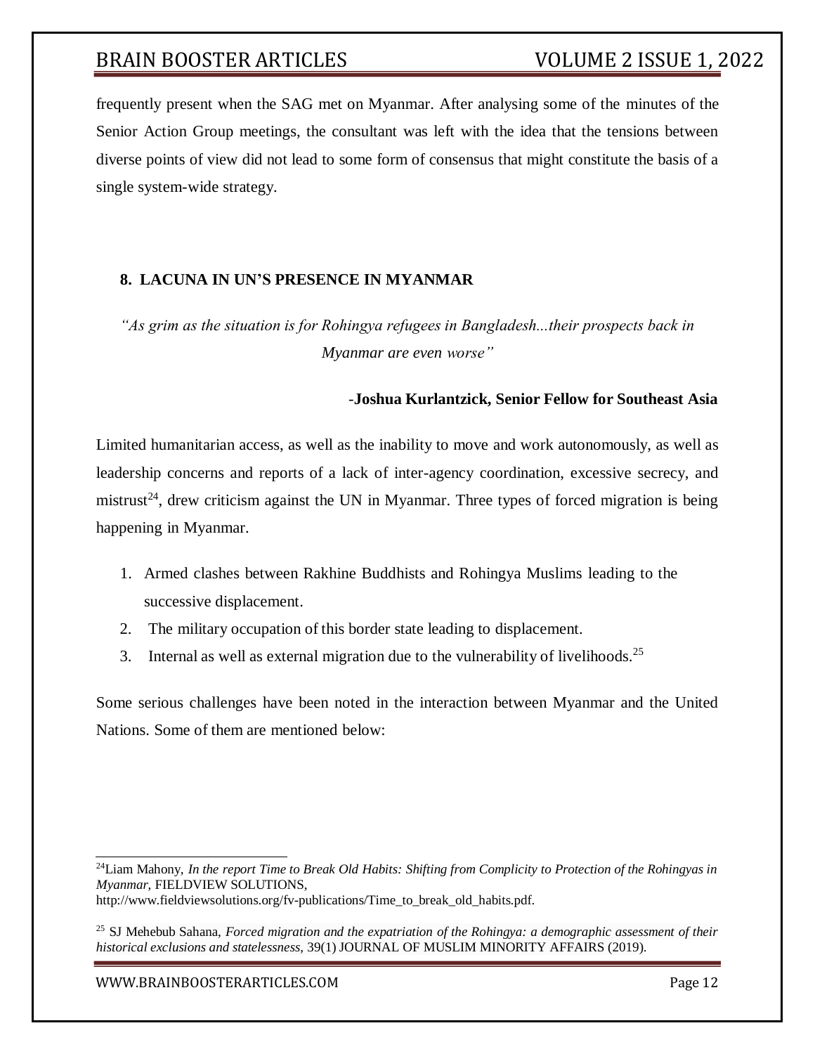frequently present when the SAG met on Myanmar. After analysing some of the minutes of the Senior Action Group meetings, the consultant was left with the idea that the tensions between diverse points of view did not lead to some form of consensus that might constitute the basis of a single system-wide strategy.

## 8. LACUNA IN UN'S PRESENCE IN MYANMAR

*"As grim as the situation is for Rohingya refugees in Bangladesh...their prospects back in Myanmar are even worse"*

-**Joshua Kurlantzick, Senior Fellow for Southeast Asia**

Limited humanitarian access, as well as the inability to move and work autonomously, as well as leadership concerns and reports of a lack of inter-agency coordination, excessive secrecy, and mistrust[24], drew criticism against the UN in Myanmar. Three types of forced migration is being happening in Myanmar.

1. Armed clashes between Rakhine Buddhists and Rohingya Muslims leading to the successive displacement.
2. The military occupation of this border state leading to displacement.
3. Internal as well as external migration due to the vulnerability of livelihoods.[25]

Some serious challenges have been noted in the interaction between Myanmar and the United Nations. Some of them are mentioned below:

---

[24] Liam Mahony, *In the report Time to Break Old Habits: Shifting from Complicity to Protection of the Rohingyas in Myanmar*, FIELDVIEW SOLUTIONS, http://www.fieldviewsolutions.org/fv-publications/Time_to_break_old_habits.pdf.

[25] SJ Mehebub Sahana, *Forced migration and the expatriation of the Rohingya: a demographic assessment of their historical exclusions and statelessness*, 39(1) JOURNAL OF MUSLIM MINORITY AFFAIRS (2019).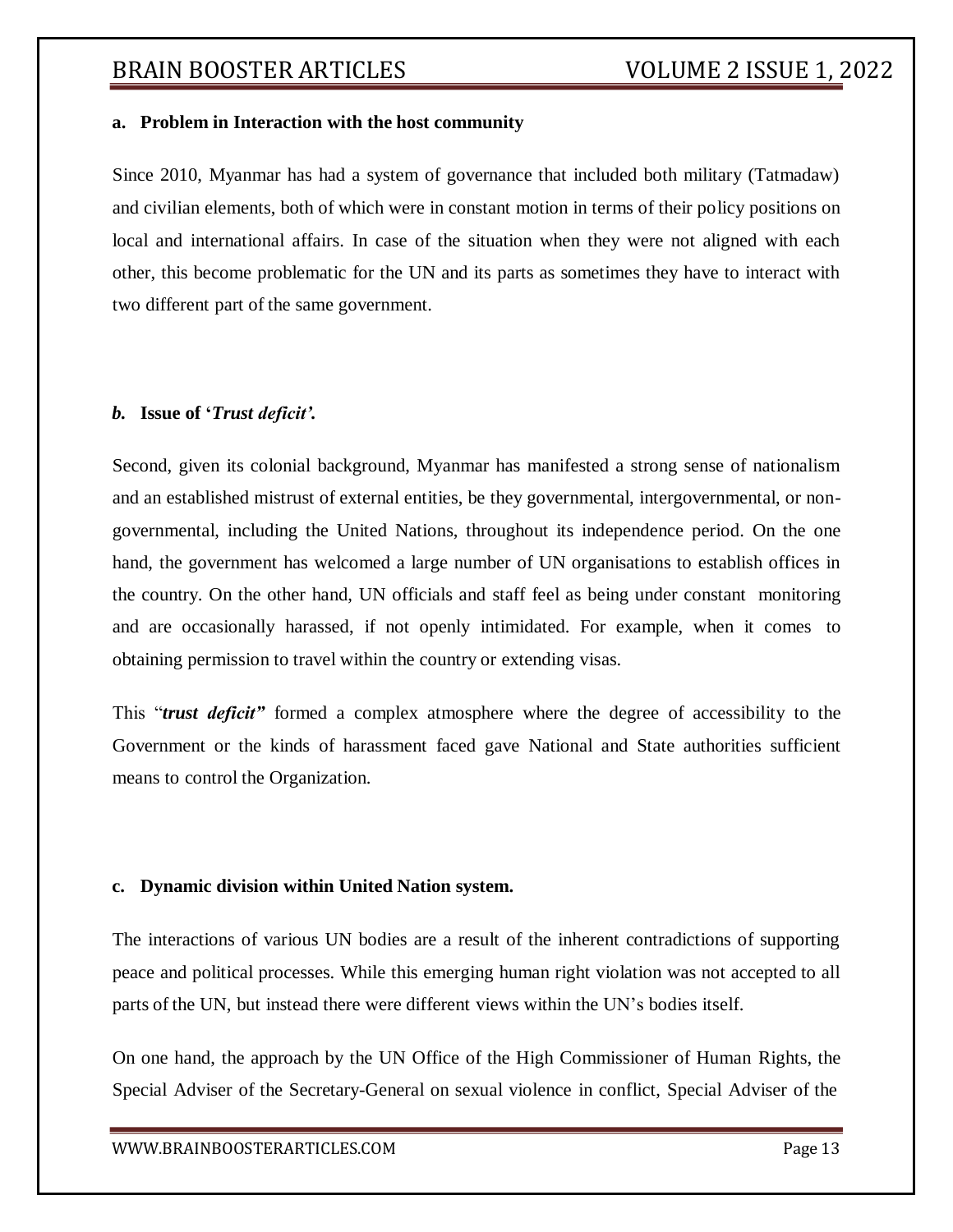### a. Problem in Interaction with the host community

Since 2010, Myanmar has had a system of governance that included both military (Tatmadaw) and civilian elements, both of which were in constant motion in terms of their policy positions on local and international affairs. In case of the situation when they were not aligned with each other, this become problematic for the UN and its parts as sometimes they have to interact with two different part of the same government.

### *b.* Issue of '*Trust deficit'.*

Second, given its colonial background, Myanmar has manifested a strong sense of nationalism and an established mistrust of external entities, be they governmental, intergovernmental, or non-governmental, including the United Nations, throughout its independence period. On the one hand, the government has welcomed a large number of UN organisations to establish offices in the country. On the other hand, UN officials and staff feel as being under constant monitoring and are occasionally harassed, if not openly intimidated. For example, when it comes to obtaining permission to travel within the country or extending visas.

This "***trust deficit"*** formed a complex atmosphere where the degree of accessibility to the Government or the kinds of harassment faced gave National and State authorities sufficient means to control the Organization.

### c. Dynamic division within United Nation system.

The interactions of various UN bodies are a result of the inherent contradictions of supporting peace and political processes. While this emerging human right violation was not accepted to all parts of the UN, but instead there were different views within the UN's bodies itself.

On one hand, the approach by the UN Office of the High Commissioner of Human Rights, the Special Adviser of the Secretary-General on sexual violence in conflict, Special Adviser of the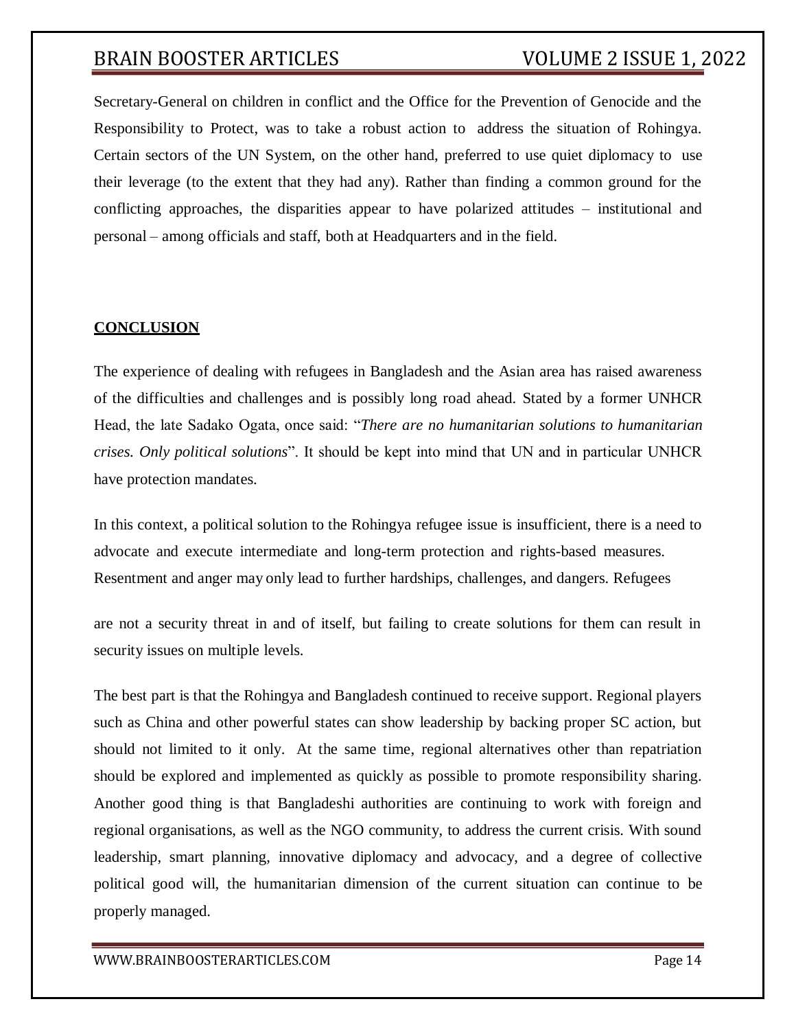Secretary-General on children in conflict and the Office for the Prevention of Genocide and the Responsibility to Protect, was to take a robust action to address the situation of Rohingya. Certain sectors of the UN System, on the other hand, preferred to use quiet diplomacy to use their leverage (to the extent that they had any). Rather than finding a common ground for the conflicting approaches, the disparities appear to have polarized attitudes – institutional and personal – among officials and staff, both at Headquarters and in the field.

## CONCLUSION

The experience of dealing with refugees in Bangladesh and the Asian area has raised awareness of the difficulties and challenges and is possibly long road ahead. Stated by a former UNHCR Head, the late Sadako Ogata, once said: "*There are no humanitarian solutions to humanitarian crises. Only political solutions*". It should be kept into mind that UN and in particular UNHCR have protection mandates.

In this context, a political solution to the Rohingya refugee issue is insufficient, there is a need to advocate and execute intermediate and long-term protection and rights-based measures. Resentment and anger may only lead to further hardships, challenges, and dangers. Refugees are not a security threat in and of itself, but failing to create solutions for them can result in security issues on multiple levels.

The best part is that the Rohingya and Bangladesh continued to receive support. Regional players such as China and other powerful states can show leadership by backing proper SC action, but should not limited to it only. At the same time, regional alternatives other than repatriation should be explored and implemented as quickly as possible to promote responsibility sharing. Another good thing is that Bangladeshi authorities are continuing to work with foreign and regional organisations, as well as the NGO community, to address the current crisis. With sound leadership, smart planning, innovative diplomacy and advocacy, and a degree of collective political good will, the humanitarian dimension of the current situation can continue to be properly managed.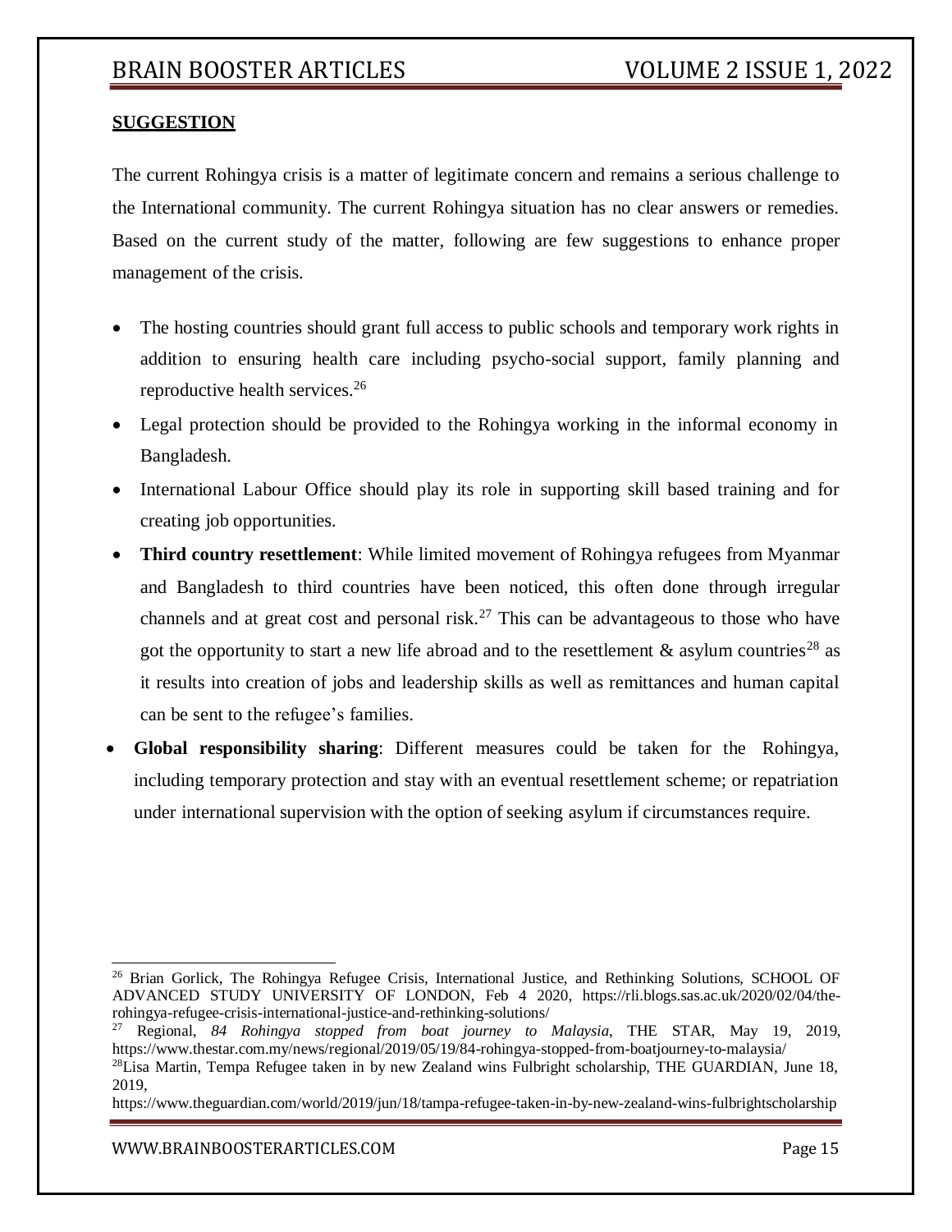**SUGGESTION**

The current Rohingya crisis is a matter of legitimate concern and remains a serious challenge to the International community. The current Rohingya situation has no clear answers or remedies. Based on the current study of the matter, following are few suggestions to enhance proper management of the crisis.

- The hosting countries should grant full access to public schools and temporary work rights in addition to ensuring health care including psycho-social support, family planning and reproductive health services.[26]
- Legal protection should be provided to the Rohingya working in the informal economy in Bangladesh.
- International Labour Office should play its role in supporting skill based training and for creating job opportunities.
- **Third country resettlement**: While limited movement of Rohingya refugees from Myanmar and Bangladesh to third countries have been noticed, this often done through irregular channels and at great cost and personal risk.[27] This can be advantageous to those who have got the opportunity to start a new life abroad and to the resettlement & asylum countries[28] as it results into creation of jobs and leadership skills as well as remittances and human capital can be sent to the refugee's families.
- **Global responsibility sharing**: Different measures could be taken for the Rohingya, including temporary protection and stay with an eventual resettlement scheme; or repatriation under international supervision with the option of seeking asylum if circumstances require.

---

[26] Brian Gorlick, The Rohingya Refugee Crisis, International Justice, and Rethinking Solutions, SCHOOL OF ADVANCED STUDY UNIVERSITY OF LONDON, Feb 4 2020, https://rli.blogs.sas.ac.uk/2020/02/04/the-rohingya-refugee-crisis-international-justice-and-rethinking-solutions/

[27] Regional, *84 Rohingya stopped from boat journey to Malaysia*, THE STAR, May 19, 2019, https://www.thestar.com.my/news/regional/2019/05/19/84-rohingya-stopped-from-boatjourney-to-malaysia/

[28] Lisa Martin, Tempa Refugee taken in by new Zealand wins Fulbright scholarship, THE GUARDIAN, June 18, 2019, https://www.theguardian.com/world/2019/jun/18/tampa-refugee-taken-in-by-new-zealand-wins-fulbrightscholarship